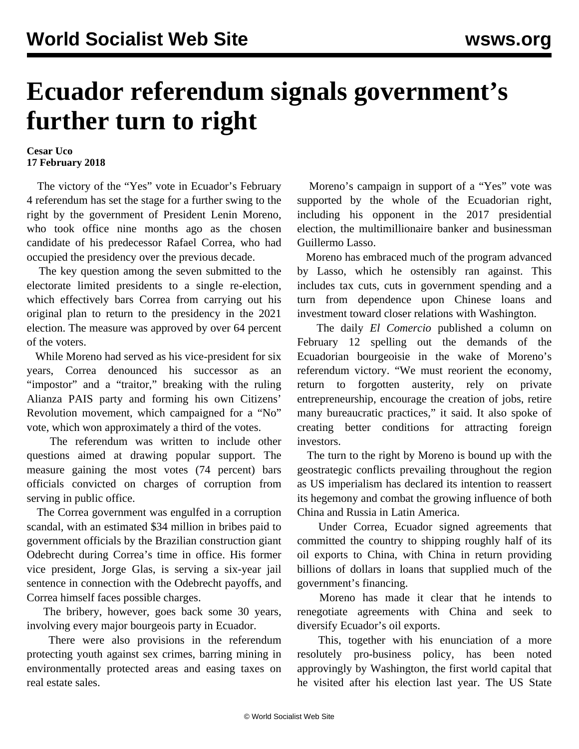# Ecuador referendum signals government's further turn to right

**Cesar Uco**
**17 February 2018**

The victory of the "Yes" vote in Ecuador's February 4 referendum has set the stage for a further swing to the right by the government of President Lenin Moreno, who took office nine months ago as the chosen candidate of his predecessor Rafael Correa, who had occupied the presidency over the previous decade.

The key question among the seven submitted to the electorate limited presidents to a single re-election, which effectively bars Correa from carrying out his original plan to return to the presidency in the 2021 election. The measure was approved by over 64 percent of the voters.

While Moreno had served as his vice-president for six years, Correa denounced his successor as an "impostor" and a "traitor," breaking with the ruling Alianza PAIS party and forming his own Citizens' Revolution movement, which campaigned for a "No" vote, which won approximately a third of the votes.

The referendum was written to include other questions aimed at drawing popular support. The measure gaining the most votes (74 percent) bars officials convicted on charges of corruption from serving in public office.

The Correa government was engulfed in a corruption scandal, with an estimated $34 million in bribes paid to government officials by the Brazilian construction giant Odebrecht during Correa's time in office. His former vice president, Jorge Glas, is serving a six-year jail sentence in connection with the Odebrecht payoffs, and Correa himself faces possible charges.

The bribery, however, goes back some 30 years, involving every major bourgeois party in Ecuador.

There were also provisions in the referendum protecting youth against sex crimes, barring mining in environmentally protected areas and easing taxes on real estate sales.

Moreno's campaign in support of a "Yes" vote was supported by the whole of the Ecuadorian right, including his opponent in the 2017 presidential election, the multimillionaire banker and businessman Guillermo Lasso.

Moreno has embraced much of the program advanced by Lasso, which he ostensibly ran against. This includes tax cuts, cuts in government spending and a turn from dependence upon Chinese loans and investment toward closer relations with Washington.

The daily *El Comercio* published a column on February 12 spelling out the demands of the Ecuadorian bourgeoisie in the wake of Moreno's referendum victory. "We must reorient the economy, return to forgotten austerity, rely on private entrepreneurship, encourage the creation of jobs, retire many bureaucratic practices," it said. It also spoke of creating better conditions for attracting foreign investors.

The turn to the right by Moreno is bound up with the geostrategic conflicts prevailing throughout the region as US imperialism has declared its intention to reassert its hegemony and combat the growing influence of both China and Russia in Latin America.

Under Correa, Ecuador signed agreements that committed the country to shipping roughly half of its oil exports to China, with China in return providing billions of dollars in loans that supplied much of the government's financing.

Moreno has made it clear that he intends to renegotiate agreements with China and seek to diversify Ecuador's oil exports.

This, together with his enunciation of a more resolutely pro-business policy, has been noted approvingly by Washington, the first world capital that he visited after his election last year. The US State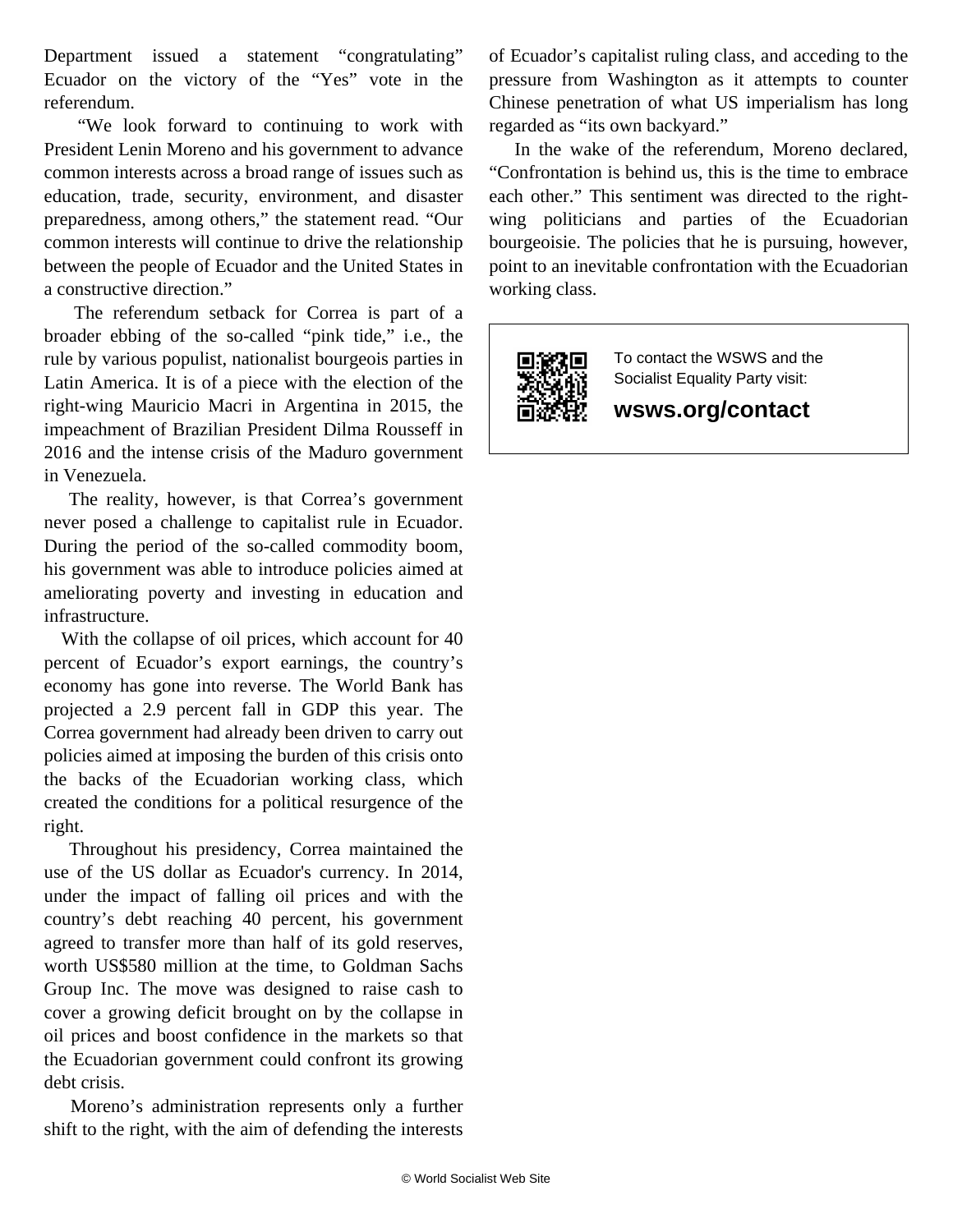Department issued a statement "congratulating" Ecuador on the victory of the "Yes" vote in the referendum.

"We look forward to continuing to work with President Lenin Moreno and his government to advance common interests across a broad range of issues such as education, trade, security, environment, and disaster preparedness, among others," the statement read. "Our common interests will continue to drive the relationship between the people of Ecuador and the United States in a constructive direction."

The referendum setback for Correa is part of a broader ebbing of the so-called "pink tide," i.e., the rule by various populist, nationalist bourgeois parties in Latin America. It is of a piece with the election of the right-wing Mauricio Macri in Argentina in 2015, the impeachment of Brazilian President Dilma Rousseff in 2016 and the intense crisis of the Maduro government in Venezuela.

The reality, however, is that Correa's government never posed a challenge to capitalist rule in Ecuador. During the period of the so-called commodity boom, his government was able to introduce policies aimed at ameliorating poverty and investing in education and infrastructure.

With the collapse of oil prices, which account for 40 percent of Ecuador's export earnings, the country's economy has gone into reverse. The World Bank has projected a 2.9 percent fall in GDP this year. The Correa government had already been driven to carry out policies aimed at imposing the burden of this crisis onto the backs of the Ecuadorian working class, which created the conditions for a political resurgence of the right.

Throughout his presidency, Correa maintained the use of the US dollar as Ecuador's currency. In 2014, under the impact of falling oil prices and with the country's debt reaching 40 percent, his government agreed to transfer more than half of its gold reserves, worth US$580 million at the time, to Goldman Sachs Group Inc. The move was designed to raise cash to cover a growing deficit brought on by the collapse in oil prices and boost confidence in the markets so that the Ecuadorian government could confront its growing debt crisis.

Moreno's administration represents only a further shift to the right, with the aim of defending the interests of Ecuador's capitalist ruling class, and acceding to the pressure from Washington as it attempts to counter Chinese penetration of what US imperialism has long regarded as "its own backyard."

In the wake of the referendum, Moreno declared, "Confrontation is behind us, this is the time to embrace each other." This sentiment was directed to the right-wing politicians and parties of the Ecuadorian bourgeoisie. The policies that he is pursuing, however, point to an inevitable confrontation with the Ecuadorian working class.

To contact the WSWS and the Socialist Equality Party visit:

**wsws.org/contact**